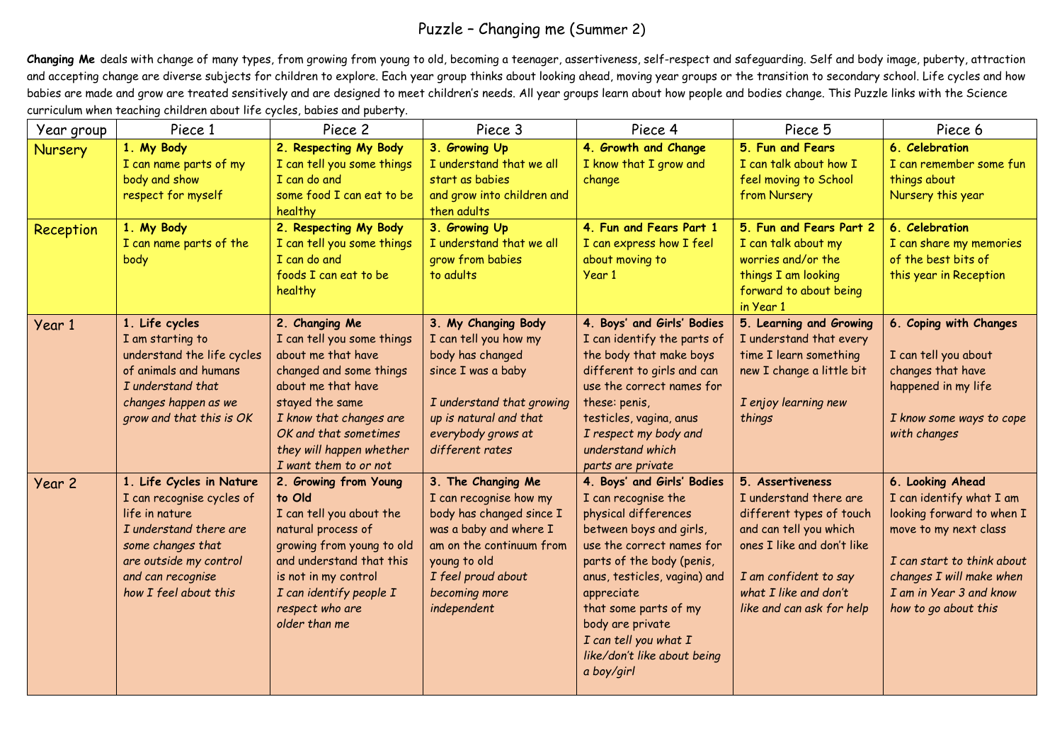# Puzzle – Changing me (Summer 2)

**Changing Me** deals with change of many types, from growing from young to old, becoming a teenager, assertiveness, self-respect and safeguarding. Self and body image, puberty, attraction and accepting change are diverse subjects for children to explore. Each year group thinks about looking ahead, moving year groups or the transition to secondary school. Life cycles and how babies are made and grow are treated sensitively and are designed to meet children's needs. All year groups learn about how people and bodies change. This Puzzle links with the Science curriculum when teaching children about life cycles, babies and puberty.

| Year group | Piece 1 | Piece 2 | Piece 3 | Piece 4 | Piece 5 | Piece 6 |
|---|---|---|---|---|---|---|
| Nursery | **1. My Body** I can name parts of my body and show respect for myself | **2. Respecting My Body** I can tell you some things I can do and some food I can eat to be healthy | **3. Growing Up** I understand that we all start as babies and grow into children and then adults | **4. Growth and Change** I know that I grow and change | **5. Fun and Fears** I can talk about how I feel moving to School from Nursery | **6. Celebration** I can remember some fun things about Nursery this year |
| Reception | **1. My Body** I can name parts of the body | **2. Respecting My Body** I can tell you some things I can do and foods I can eat to be healthy | **3. Growing Up** I understand that we all grow from babies to adults | **4. Fun and Fears Part 1** I can express how I feel about moving to Year 1 | **5. Fun and Fears Part 2** I can talk about my worries and/or the things I am looking forward to about being in Year 1 | **6. Celebration** I can share my memories of the best bits of this year in Reception |
| Year 1 | **1. Life cycles** I am starting to understand the life cycles of animals and humans *I understand that changes happen as we grow and that this is OK* | **2. Changing Me** I can tell you some things about me that have changed and some things about me that have stayed the same *I know that changes are OK and that sometimes they will happen whether I want them to or not* | **3. My Changing Body** I can tell you how my body has changed since I was a baby *I understand that growing up is natural and that everybody grows at different rates* | **4. Boys' and Girls' Bodies** I can identify the parts of the body that make boys different to girls and can use the correct names for these: penis, testicles, vagina, anus *I respect my body and understand which parts are private* | **5. Learning and Growing** I understand that every time I learn something new I change a little bit *I enjoy learning new things* | **6. Coping with Changes** I can tell you about changes that have happened in my life *I know some ways to cope with changes* |
| Year 2 | **1. Life Cycles in Nature** I can recognise cycles of life in nature *I understand there are some changes that are outside my control and can recognise how I feel about this* | **2. Growing from Young to Old** I can tell you about the natural process of growing from young to old and understand that this is not in my control *I can identify people I respect who are older than me* | **3. The Changing Me** I can recognise how my body has changed since I was a baby and where I am on the continuum from young to old *I feel proud about becoming more independent* | **4. Boys' and Girls' Bodies** I can recognise the physical differences between boys and girls, use the correct names for parts of the body (penis, anus, testicles, vagina) and appreciate that some parts of my body are private *I can tell you what I like/don't like about being a boy/girl* | **5. Assertiveness** I understand there are different types of touch and can tell you which ones I like and don't like *I am confident to say what I like and don't like and can ask for help* | **6. Looking Ahead** I can identify what I am looking forward to when I move to my next class *I can start to think about changes I will make when I am in Year 3 and know how to go about this* |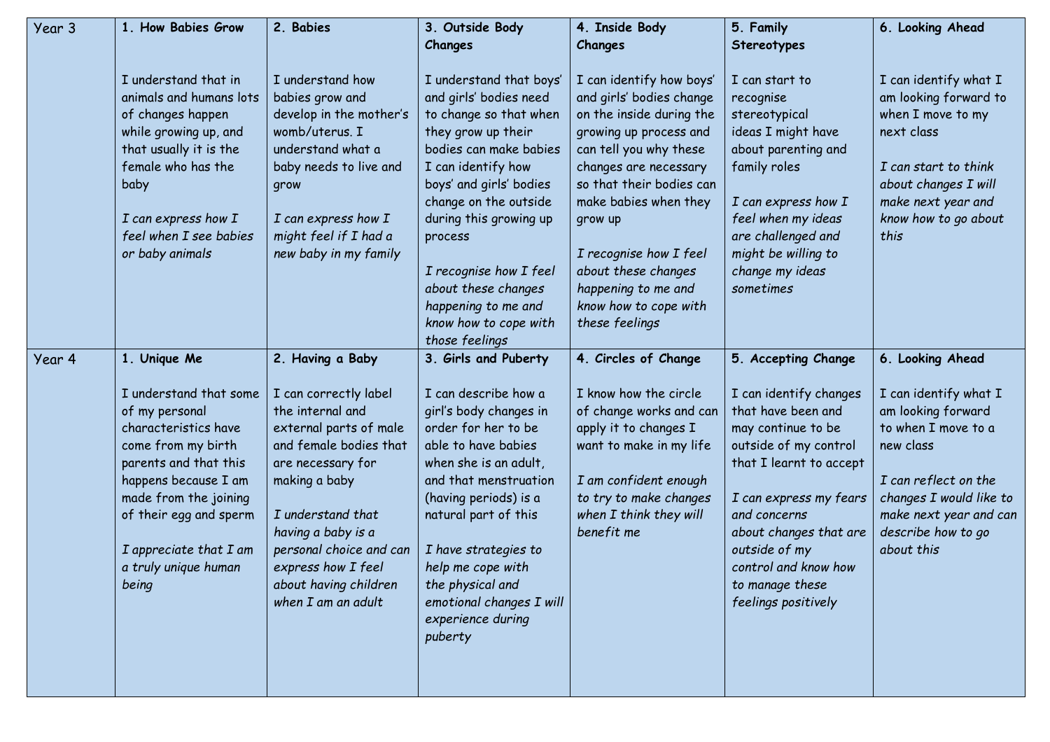| Year 3 | **1. How Babies Grow**<br><br>I understand that in animals and humans lots of changes happen while growing up, and that usually it is the female who has the baby<br><br>*I can express how I feel when I see babies or baby animals* | **2. Babies**<br><br>I understand how babies grow and develop in the mother's womb/uterus. I understand what a baby needs to live and grow<br><br>*I can express how I might feel if I had a new baby in my family* | **3. Outside Body Changes**<br><br>I understand that boys' and girls' bodies need to change so that when they grow up their bodies can make babies I can identify how boys' and girls' bodies change on the outside during this growing up process<br><br>*I recognise how I feel about these changes happening to me and know how to cope with those feelings* | **4. Inside Body Changes**<br><br>I can identify how boys' and girls' bodies change on the inside during the growing up process and can tell you why these changes are necessary so that their bodies can make babies when they grow up<br><br>*I recognise how I feel about these changes happening to me and know how to cope with these feelings* | **5. Family Stereotypes**<br><br>I can start to recognise stereotypical ideas I might have about parenting and family roles<br><br>*I can express how I feel when my ideas are challenged and might be willing to change my ideas sometimes* | **6. Looking Ahead**<br><br>I can identify what I am looking forward to when I move to my next class<br><br>*I can start to think about changes I will make next year and know how to go about this* |
|---|---|---|---|---|---|---|
| Year 4 | **1. Unique Me**<br><br>I understand that some of my personal characteristics have come from my birth parents and that this happens because I am made from the joining of their egg and sperm<br><br>*I appreciate that I am a truly unique human being* | **2. Having a Baby**<br><br>I can correctly label the internal and external parts of male and female bodies that are necessary for making a baby<br><br>*I understand that having a baby is a personal choice and can express how I feel about having children when I am an adult* | **3. Girls and Puberty**<br><br>I can describe how a girl's body changes in order for her to be able to have babies when she is an adult, and that menstruation (having periods) is a natural part of this<br><br>*I have strategies to help me cope with the physical and emotional changes I will experience during puberty* | **4. Circles of Change**<br><br>I know how the circle of change works and can apply it to changes I want to make in my life<br><br>*I am confident enough to try to make changes when I think they will benefit me* | **5. Accepting Change**<br><br>I can identify changes that have been and may continue to be outside of my control that I learnt to accept<br><br>*I can express my fears and concerns about changes that are outside of my control and know how to manage these feelings positively* | **6. Looking Ahead**<br><br>I can identify what I am looking forward to when I move to a new class<br><br>*I can reflect on the changes I would like to make next year and can describe how to go about this* |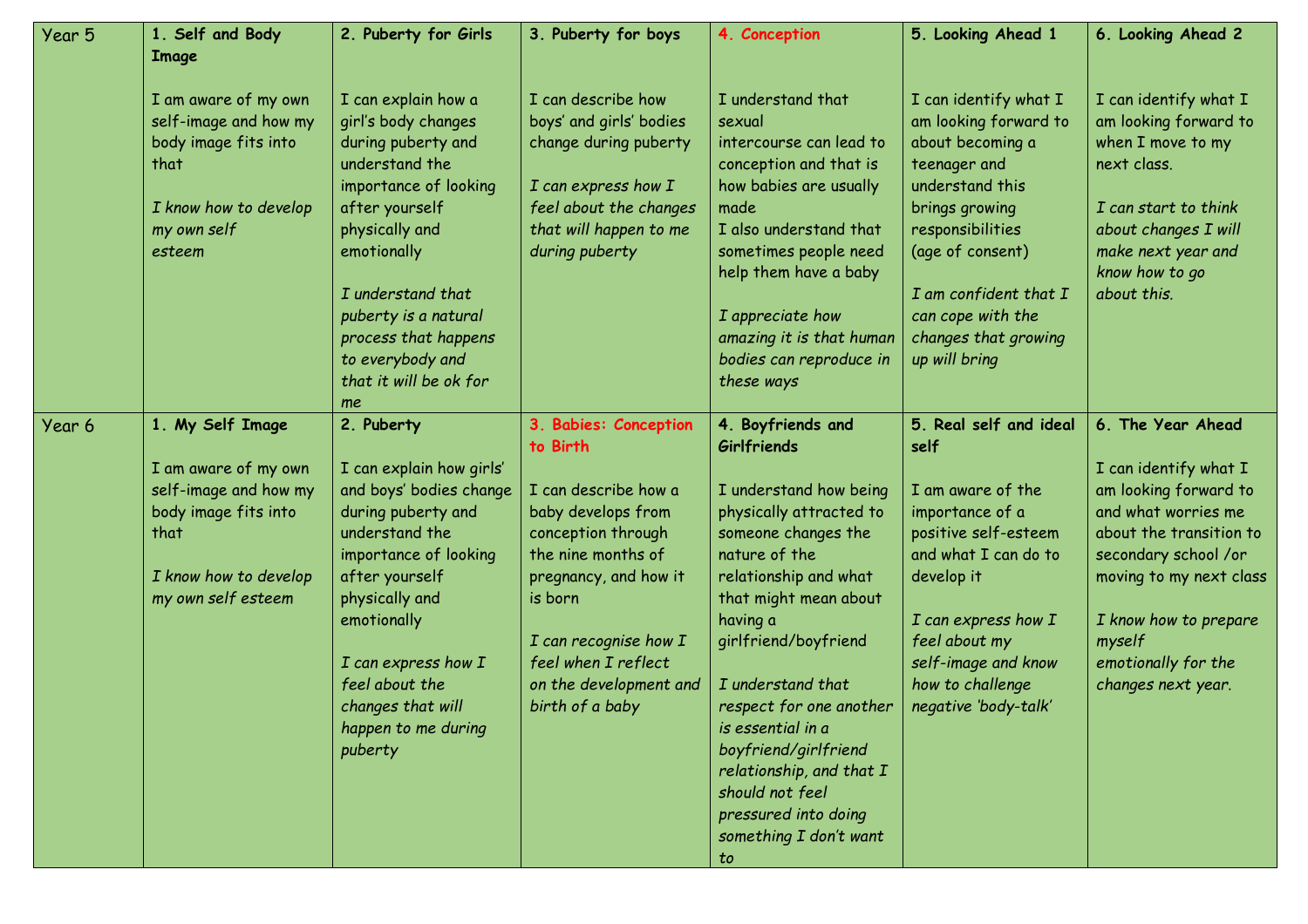| | | | | | | |
|---|---|---|---|---|---|---|
| Year 5 | **1. Self and Body Image**<br><br>I am aware of my own self-image and how my body image fits into that<br><br>*I know how to develop my own self esteem* | **2. Puberty for Girls**<br><br>I can explain how a girl's body changes during puberty and understand the importance of looking after yourself physically and emotionally<br><br>*I understand that puberty is a natural process that happens to everybody and that it will be ok for me* | **3. Puberty for boys**<br><br>I can describe how boys' and girls' bodies change during puberty<br><br>*I can express how I feel about the changes that will happen to me during puberty* | **4. Conception**<br><br>I understand that sexual intercourse can lead to conception and that is how babies are usually made<br>I also understand that sometimes people need help them have a baby<br><br>*I appreciate how amazing it is that human bodies can reproduce in these ways* | **5. Looking Ahead 1**<br><br>I can identify what I am looking forward to about becoming a teenager and understand this brings growing responsibilities (age of consent)<br><br>*I am confident that I can cope with the changes that growing up will bring* | **6. Looking Ahead 2**<br><br>I can identify what I am looking forward to when I move to my next class.<br><br>*I can start to think about changes I will make next year and know how to go about this.* |
| Year 6 | **1. My Self Image**<br><br>I am aware of my own self-image and how my body image fits into that<br><br>*I know how to develop my own self esteem* | **2. Puberty**<br><br>I can explain how girls' and boys' bodies change during puberty and understand the importance of looking after yourself physically and emotionally<br><br>*I can express how I feel about the changes that will happen to me during puberty* | **3. Babies: Conception to Birth**<br><br>I can describe how a baby develops from conception through the nine months of pregnancy, and how it is born<br><br>*I can recognise how I feel when I reflect on the development and birth of a baby* | **4. Boyfriends and Girlfriends**<br><br>I understand how being physically attracted to someone changes the nature of the relationship and what that might mean about having a girlfriend/boyfriend<br><br>*I understand that respect for one another is essential in a boyfriend/girlfriend relationship, and that I should not feel pressured into doing something I don't want to* | **5. Real self and ideal self**<br><br>I am aware of the importance of a positive self-esteem and what I can do to develop it<br><br>*I can express how I feel about my self-image and know how to challenge negative 'body-talk'* | **6. The Year Ahead**<br><br>I can identify what I am looking forward to and what worries me about the transition to secondary school /or moving to my next class<br><br>*I know how to prepare myself emotionally for the changes next year.* |